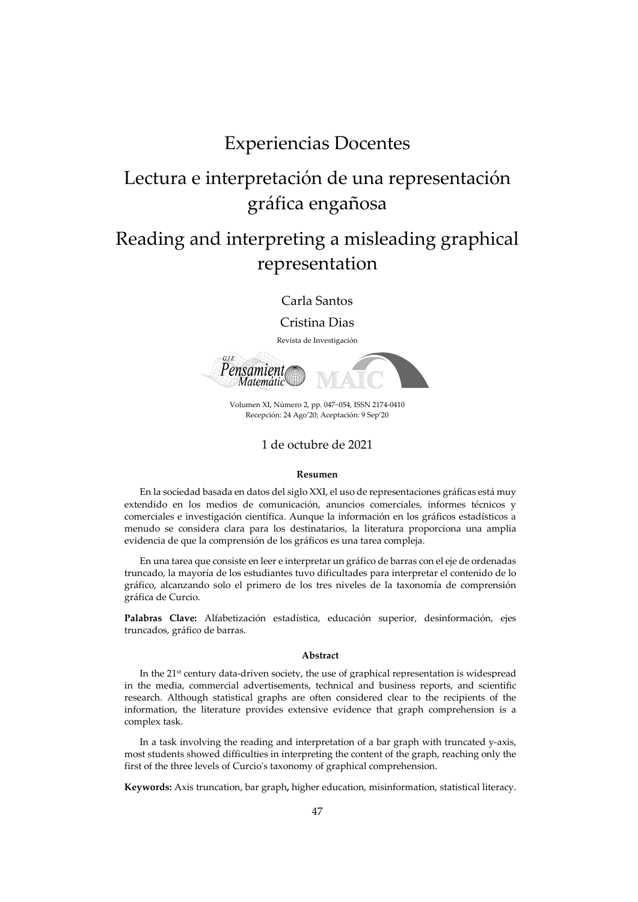# Experiencias Docentes

# Lectura e interpretación de una representación gráfica engañosa

# Reading and interpreting a misleading graphical representation

Carla Santos

Cristina Dias

Revista de Investigación

G.I.E Pensamiento Matemático MAIC

Volumen XI, Número 2, pp. 047–054, ISSN 2174-0410
Recepción: 24 Ago'20; Aceptación: 9 Sep'20

1 de octubre de 2021

#### Resumen

En la sociedad basada en datos del siglo XXI, el uso de representaciones gráficas está muy extendido en los medios de comunicación, anuncios comerciales, informes técnicos y comerciales e investigación científica. Aunque la información en los gráficos estadísticos a menudo se considera clara para los destinatarios, la literatura proporciona una amplia evidencia de que la comprensión de los gráficos es una tarea compleja.

En una tarea que consiste en leer e interpretar un gráfico de barras con el eje de ordenadas truncado, la mayoría de los estudiantes tuvo dificultades para interpretar el contenido de lo gráfico, alcanzando solo el primero de los tres niveles de la taxonomía de comprensión gráfica de Curcio.

**Palabras Clave:** Alfabetización estadística, educación superior, desinformación, ejes truncados, gráfico de barras.

#### Abstract

In the 21st century data-driven society, the use of graphical representation is widespread in the media, commercial advertisements, technical and business reports, and scientific research. Although statistical graphs are often considered clear to the recipients of the information, the literature provides extensive evidence that graph comprehension is a complex task.

In a task involving the reading and interpretation of a bar graph with truncated y-axis, most students showed difficulties in interpreting the content of the graph, reaching only the first of the three levels of Curcio's taxonomy of graphical comprehension.

**Keywords:** Axis truncation, bar graph, higher education, misinformation, statistical literacy.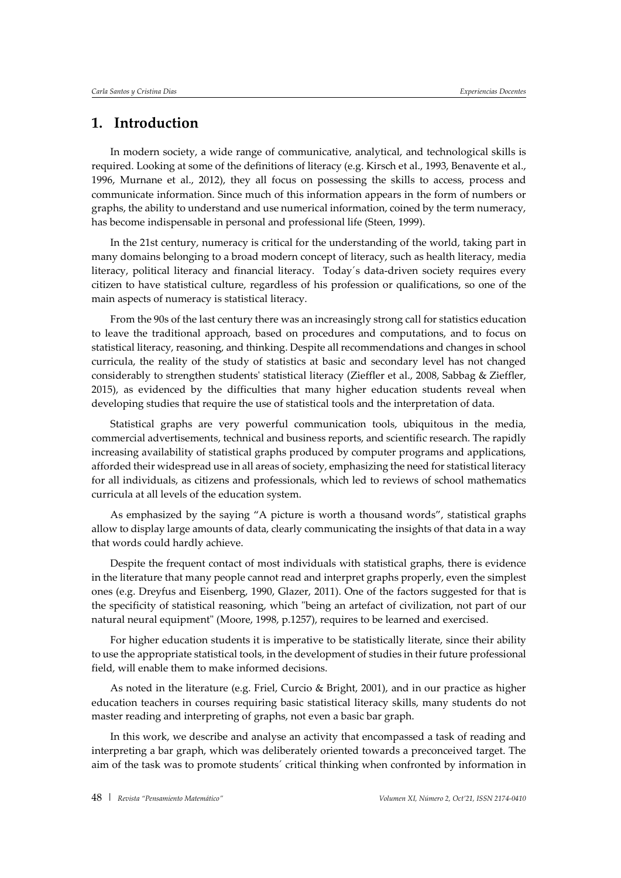## 1. Introduction

In modern society, a wide range of communicative, analytical, and technological skills is required. Looking at some of the definitions of literacy (e.g. Kirsch et al., 1993, Benavente et al., 1996, Murnane et al., 2012), they all focus on possessing the skills to access, process and communicate information. Since much of this information appears in the form of numbers or graphs, the ability to understand and use numerical information, coined by the term numeracy, has become indispensable in personal and professional life (Steen, 1999).

In the 21st century, numeracy is critical for the understanding of the world, taking part in many domains belonging to a broad modern concept of literacy, such as health literacy, media literacy, political literacy and financial literacy. Today´s data-driven society requires every citizen to have statistical culture, regardless of his profession or qualifications, so one of the main aspects of numeracy is statistical literacy.

From the 90s of the last century there was an increasingly strong call for statistics education to leave the traditional approach, based on procedures and computations, and to focus on statistical literacy, reasoning, and thinking. Despite all recommendations and changes in school curricula, the reality of the study of statistics at basic and secondary level has not changed considerably to strengthen students' statistical literacy (Zieffler et al., 2008, Sabbag & Zieffler, 2015), as evidenced by the difficulties that many higher education students reveal when developing studies that require the use of statistical tools and the interpretation of data.

Statistical graphs are very powerful communication tools, ubiquitous in the media, commercial advertisements, technical and business reports, and scientific research. The rapidly increasing availability of statistical graphs produced by computer programs and applications, afforded their widespread use in all areas of society, emphasizing the need for statistical literacy for all individuals, as citizens and professionals, which led to reviews of school mathematics curricula at all levels of the education system.

As emphasized by the saying "A picture is worth a thousand words", statistical graphs allow to display large amounts of data, clearly communicating the insights of that data in a way that words could hardly achieve.

Despite the frequent contact of most individuals with statistical graphs, there is evidence in the literature that many people cannot read and interpret graphs properly, even the simplest ones (e.g. Dreyfus and Eisenberg, 1990, Glazer, 2011). One of the factors suggested for that is the specificity of statistical reasoning, which "being an artefact of civilization, not part of our natural neural equipment" (Moore, 1998, p.1257), requires to be learned and exercised.

For higher education students it is imperative to be statistically literate, since their ability to use the appropriate statistical tools, in the development of studies in their future professional field, will enable them to make informed decisions.

As noted in the literature (e.g. Friel, Curcio & Bright, 2001), and in our practice as higher education teachers in courses requiring basic statistical literacy skills, many students do not master reading and interpreting of graphs, not even a basic bar graph.

In this work, we describe and analyse an activity that encompassed a task of reading and interpreting a bar graph, which was deliberately oriented towards a preconceived target. The aim of the task was to promote students´ critical thinking when confronted by information in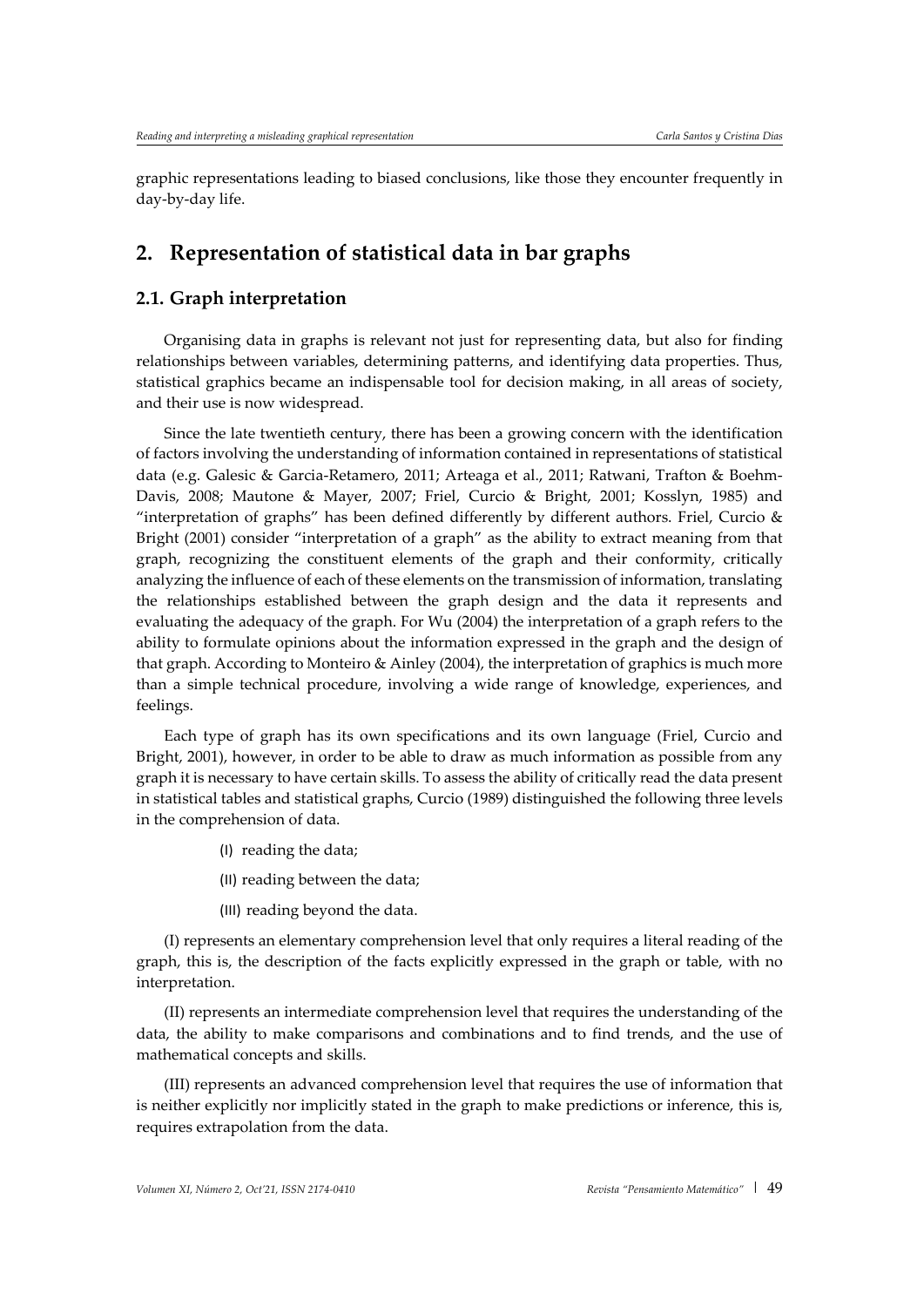graphic representations leading to biased conclusions, like those they encounter frequently in day-by-day life.

## 2. Representation of statistical data in bar graphs

### 2.1. Graph interpretation

Organising data in graphs is relevant not just for representing data, but also for finding relationships between variables, determining patterns, and identifying data properties. Thus, statistical graphics became an indispensable tool for decision making, in all areas of society, and their use is now widespread.

Since the late twentieth century, there has been a growing concern with the identification of factors involving the understanding of information contained in representations of statistical data (e.g. Galesic & Garcia-Retamero, 2011; Arteaga et al., 2011; Ratwani, Trafton & Boehm-Davis, 2008; Mautone & Mayer, 2007; Friel, Curcio & Bright, 2001; Kosslyn, 1985) and "interpretation of graphs" has been defined differently by different authors. Friel, Curcio & Bright (2001) consider "interpretation of a graph" as the ability to extract meaning from that graph, recognizing the constituent elements of the graph and their conformity, critically analyzing the influence of each of these elements on the transmission of information, translating the relationships established between the graph design and the data it represents and evaluating the adequacy of the graph. For Wu (2004) the interpretation of a graph refers to the ability to formulate opinions about the information expressed in the graph and the design of that graph. According to Monteiro & Ainley (2004), the interpretation of graphics is much more than a simple technical procedure, involving a wide range of knowledge, experiences, and feelings.

Each type of graph has its own specifications and its own language (Friel, Curcio and Bright, 2001), however, in order to be able to draw as much information as possible from any graph it is necessary to have certain skills. To assess the ability of critically read the data present in statistical tables and statistical graphs, Curcio (1989) distinguished the following three levels in the comprehension of data.

(I) reading the data;

(II) reading between the data;

(III) reading beyond the data.

(I) represents an elementary comprehension level that only requires a literal reading of the graph, this is, the description of the facts explicitly expressed in the graph or table, with no interpretation.

(II) represents an intermediate comprehension level that requires the understanding of the data, the ability to make comparisons and combinations and to find trends, and the use of mathematical concepts and skills.

(III) represents an advanced comprehension level that requires the use of information that is neither explicitly nor implicitly stated in the graph to make predictions or inference, this is, requires extrapolation from the data.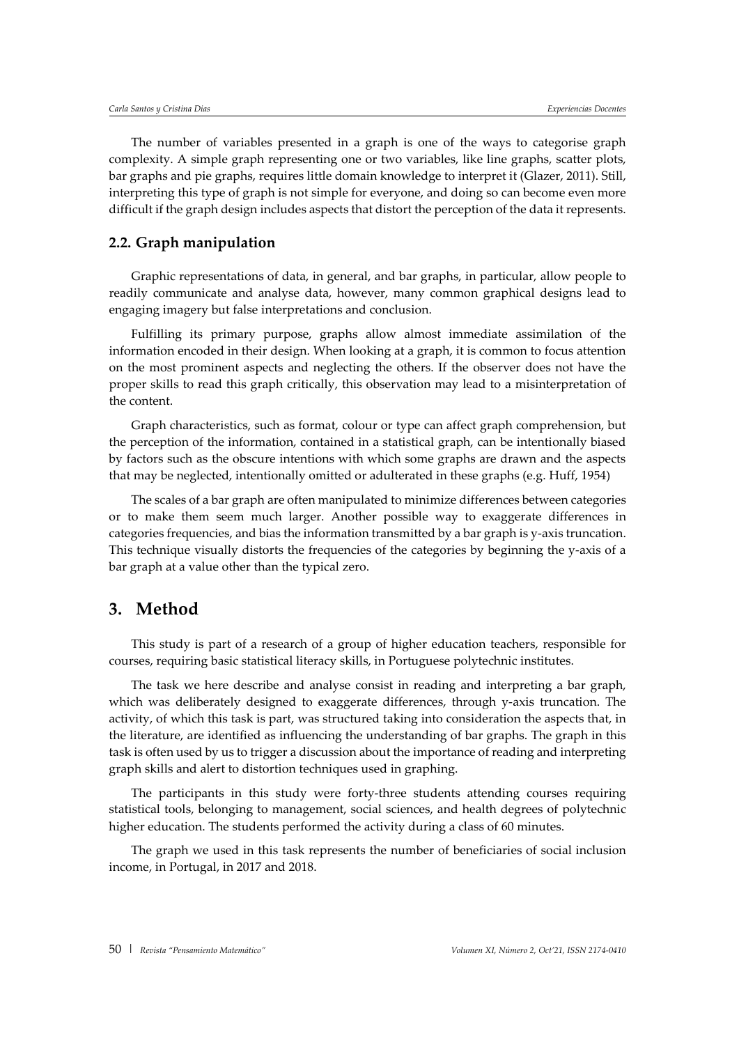The number of variables presented in a graph is one of the ways to categorise graph complexity. A simple graph representing one or two variables, like line graphs, scatter plots, bar graphs and pie graphs, requires little domain knowledge to interpret it (Glazer, 2011). Still, interpreting this type of graph is not simple for everyone, and doing so can become even more difficult if the graph design includes aspects that distort the perception of the data it represents.

## 2.2. Graph manipulation

Graphic representations of data, in general, and bar graphs, in particular, allow people to readily communicate and analyse data, however, many common graphical designs lead to engaging imagery but false interpretations and conclusion.

Fulfilling its primary purpose, graphs allow almost immediate assimilation of the information encoded in their design. When looking at a graph, it is common to focus attention on the most prominent aspects and neglecting the others. If the observer does not have the proper skills to read this graph critically, this observation may lead to a misinterpretation of the content.

Graph characteristics, such as format, colour or type can affect graph comprehension, but the perception of the information, contained in a statistical graph, can be intentionally biased by factors such as the obscure intentions with which some graphs are drawn and the aspects that may be neglected, intentionally omitted or adulterated in these graphs (e.g. Huff, 1954)

The scales of a bar graph are often manipulated to minimize differences between categories or to make them seem much larger. Another possible way to exaggerate differences in categories frequencies, and bias the information transmitted by a bar graph is y-axis truncation. This technique visually distorts the frequencies of the categories by beginning the y-axis of a bar graph at a value other than the typical zero.

# 3. Method

This study is part of a research of a group of higher education teachers, responsible for courses, requiring basic statistical literacy skills, in Portuguese polytechnic institutes.

The task we here describe and analyse consist in reading and interpreting a bar graph, which was deliberately designed to exaggerate differences, through y-axis truncation. The activity, of which this task is part, was structured taking into consideration the aspects that, in the literature, are identified as influencing the understanding of bar graphs. The graph in this task is often used by us to trigger a discussion about the importance of reading and interpreting graph skills and alert to distortion techniques used in graphing.

The participants in this study were forty-three students attending courses requiring statistical tools, belonging to management, social sciences, and health degrees of polytechnic higher education. The students performed the activity during a class of 60 minutes.

The graph we used in this task represents the number of beneficiaries of social inclusion income, in Portugal, in 2017 and 2018.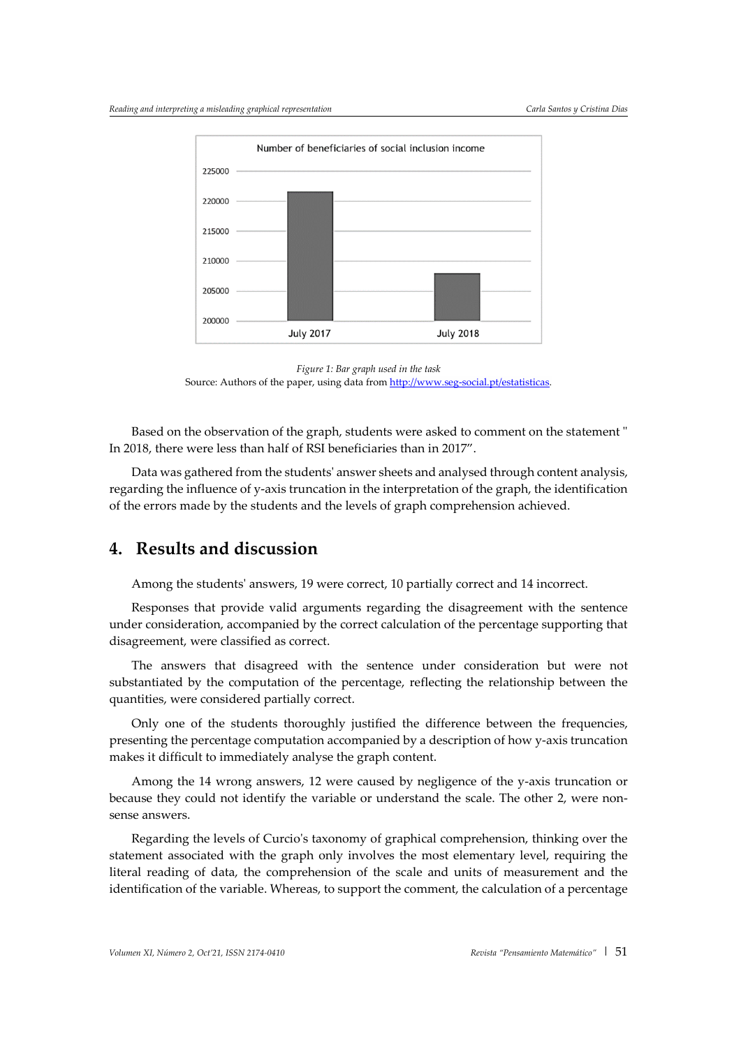Number of beneficiaries of social inclusion income

*Figure 1: Bar graph used in the task*

Source: Authors of the paper, using data from [http://www.seg-social.pt/estatisticas](http://www.seg-social.pt/estatisticas).

Based on the observation of the graph, students were asked to comment on the statement " In 2018, there were less than half of RSI beneficiaries than in 2017".

Data was gathered from the students' answer sheets and analysed through content analysis, regarding the influence of y-axis truncation in the interpretation of the graph, the identification of the errors made by the students and the levels of graph comprehension achieved.

## 4. Results and discussion

Among the students' answers, 19 were correct, 10 partially correct and 14 incorrect.

Responses that provide valid arguments regarding the disagreement with the sentence under consideration, accompanied by the correct calculation of the percentage supporting that disagreement, were classified as correct.

The answers that disagreed with the sentence under consideration but were not substantiated by the computation of the percentage, reflecting the relationship between the quantities, were considered partially correct.

Only one of the students thoroughly justified the difference between the frequencies, presenting the percentage computation accompanied by a description of how y-axis truncation makes it difficult to immediately analyse the graph content.

Among the 14 wrong answers, 12 were caused by negligence of the y-axis truncation or because they could not identify the variable or understand the scale. The other 2, were non-sense answers.

Regarding the levels of Curcio's taxonomy of graphical comprehension, thinking over the statement associated with the graph only involves the most elementary level, requiring the literal reading of data, the comprehension of the scale and units of measurement and the identification of the variable. Whereas, to support the comment, the calculation of a percentage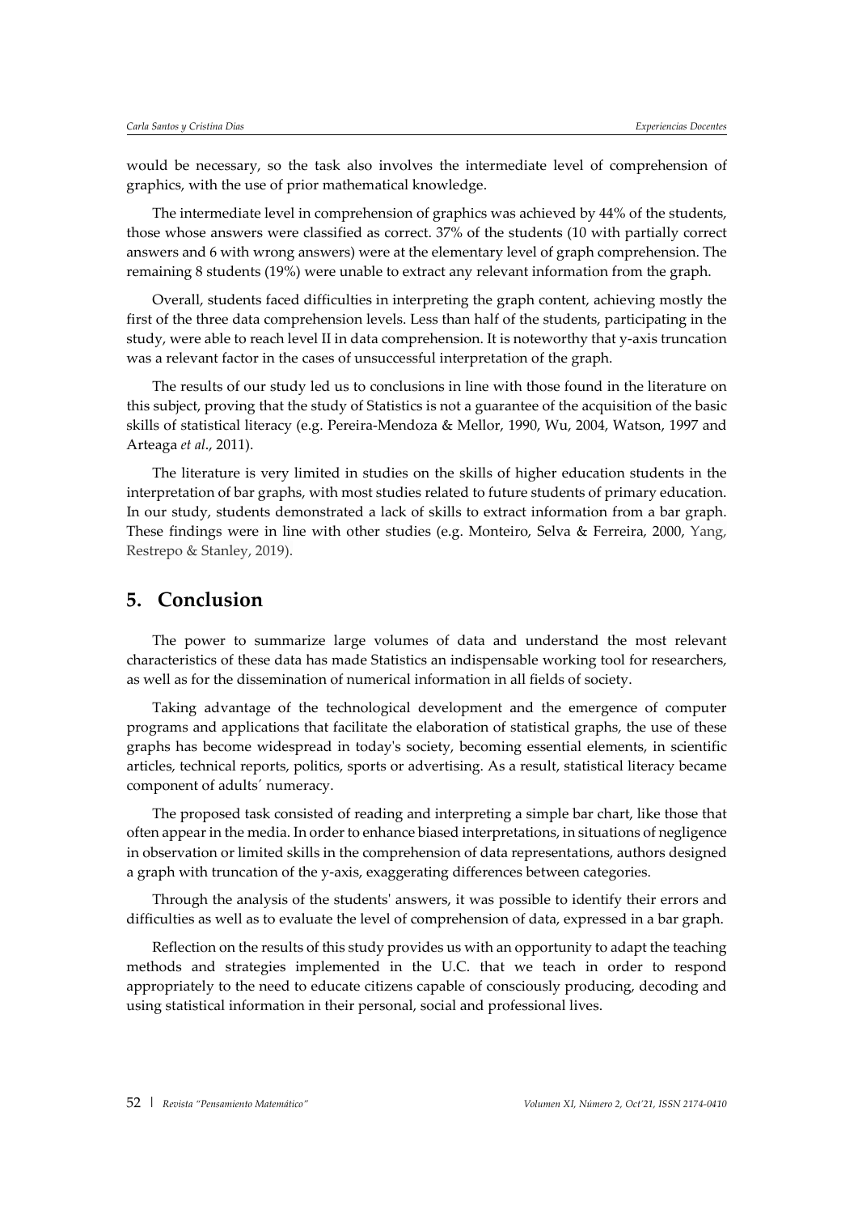would be necessary, so the task also involves the intermediate level of comprehension of graphics, with the use of prior mathematical knowledge.

The intermediate level in comprehension of graphics was achieved by 44% of the students, those whose answers were classified as correct. 37% of the students (10 with partially correct answers and 6 with wrong answers) were at the elementary level of graph comprehension. The remaining 8 students (19%) were unable to extract any relevant information from the graph.

Overall, students faced difficulties in interpreting the graph content, achieving mostly the first of the three data comprehension levels. Less than half of the students, participating in the study, were able to reach level II in data comprehension. It is noteworthy that y-axis truncation was a relevant factor in the cases of unsuccessful interpretation of the graph.

The results of our study led us to conclusions in line with those found in the literature on this subject, proving that the study of Statistics is not a guarantee of the acquisition of the basic skills of statistical literacy (e.g. Pereira-Mendoza & Mellor, 1990, Wu, 2004, Watson, 1997 and Arteaga *et al*., 2011).

The literature is very limited in studies on the skills of higher education students in the interpretation of bar graphs, with most studies related to future students of primary education. In our study, students demonstrated a lack of skills to extract information from a bar graph. These findings were in line with other studies (e.g. Monteiro, Selva & Ferreira, 2000, Yang, Restrepo & Stanley, 2019).

## 5. Conclusion

The power to summarize large volumes of data and understand the most relevant characteristics of these data has made Statistics an indispensable working tool for researchers, as well as for the dissemination of numerical information in all fields of society.

Taking advantage of the technological development and the emergence of computer programs and applications that facilitate the elaboration of statistical graphs, the use of these graphs has become widespread in today's society, becoming essential elements, in scientific articles, technical reports, politics, sports or advertising. As a result, statistical literacy became component of adults´ numeracy.

The proposed task consisted of reading and interpreting a simple bar chart, like those that often appear in the media. In order to enhance biased interpretations, in situations of negligence in observation or limited skills in the comprehension of data representations, authors designed a graph with truncation of the y-axis, exaggerating differences between categories.

Through the analysis of the students' answers, it was possible to identify their errors and difficulties as well as to evaluate the level of comprehension of data, expressed in a bar graph.

Reflection on the results of this study provides us with an opportunity to adapt the teaching methods and strategies implemented in the U.C. that we teach in order to respond appropriately to the need to educate citizens capable of consciously producing, decoding and using statistical information in their personal, social and professional lives.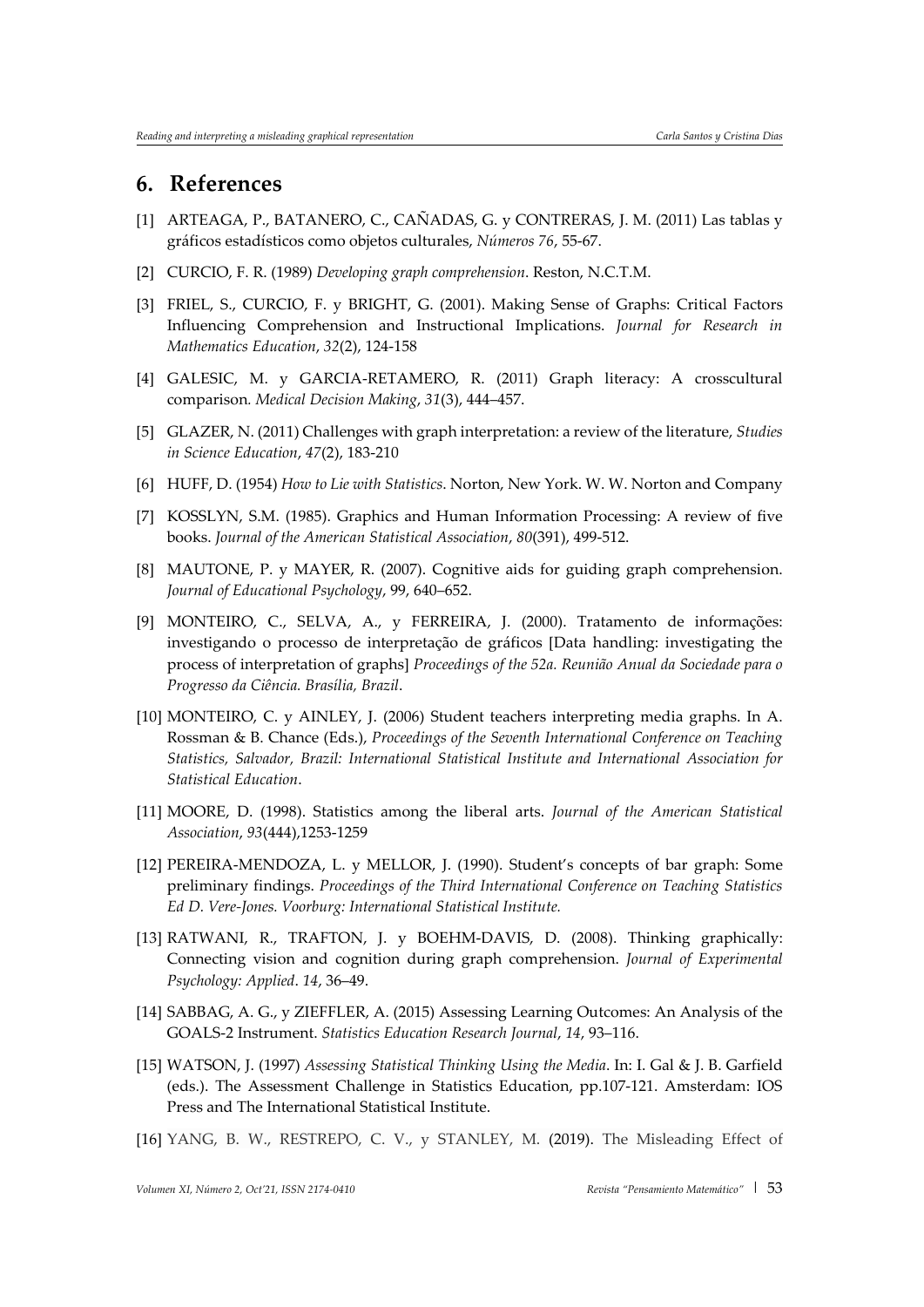## 6. References

[1] ARTEAGA, P., BATANERO, C., CAÑADAS, G. y CONTRERAS, J. M. (2011) Las tablas y gráficos estadísticos como objetos culturales, *Números 76*, 55-67.

[2] CURCIO, F. R. (1989) *Developing graph comprehension*. Reston, N.C.T.M.

[3] FRIEL, S., CURCIO, F. y BRIGHT, G. (2001). Making Sense of Graphs: Critical Factors Influencing Comprehension and Instructional Implications. *Journal for Research in Mathematics Education*, *32*(2), 124-158

[4] GALESIC, M. y GARCIA-RETAMERO, R. (2011) Graph literacy: A crosscultural comparison. *Medical Decision Making*, *31*(3), 444–457.

[5] GLAZER, N. (2011) Challenges with graph interpretation: a review of the literature, *Studies in Science Education*, *47*(2), 183-210

[6] HUFF, D. (1954) *How to Lie with Statistics*. Norton, New York. W. W. Norton and Company

[7] KOSSLYN, S.M. (1985). Graphics and Human Information Processing: A review of five books. *Journal of the American Statistical Association*, *80*(391), 499-512.

[8] MAUTONE, P. y MAYER, R. (2007). Cognitive aids for guiding graph comprehension. *Journal of Educational Psychology*, 99, 640–652.

[9] MONTEIRO, C., SELVA, A., y FERREIRA, J. (2000). Tratamento de informações: investigando o processo de interpretação de gráficos [Data handling: investigating the process of interpretation of graphs] *Proceedings of the 52a. Reunião Anual da Sociedade para o Progresso da Ciência. Brasília, Brazil*.

[10] MONTEIRO, C. y AINLEY, J. (2006) Student teachers interpreting media graphs. In A. Rossman & B. Chance (Eds.), *Proceedings of the Seventh International Conference on Teaching Statistics, Salvador, Brazil: International Statistical Institute and International Association for Statistical Education*.

[11] MOORE, D. (1998). Statistics among the liberal arts. *Journal of the American Statistical Association*, *93*(444),1253-1259

[12] PEREIRA-MENDOZA, L. y MELLOR, J. (1990). Student's concepts of bar graph: Some preliminary findings. *Proceedings of the Third International Conference on Teaching Statistics Ed D. Vere-Jones. Voorburg: International Statistical Institute.*

[13] RATWANI, R., TRAFTON, J. y BOEHM-DAVIS, D. (2008). Thinking graphically: Connecting vision and cognition during graph comprehension. *Journal of Experimental Psychology: Applied*. *14*, 36–49.

[14] SABBAG, A. G., y ZIEFFLER, A. (2015) Assessing Learning Outcomes: An Analysis of the GOALS-2 Instrument. *Statistics Education Research Journal*, *14*, 93–116.

[15] WATSON, J. (1997) *Assessing Statistical Thinking Using the Media*. In: I. Gal & J. B. Garfield (eds.). The Assessment Challenge in Statistics Education, pp.107-121. Amsterdam: IOS Press and The International Statistical Institute.

[16] YANG, B. W., RESTREPO, C. V., y STANLEY, M. (2019). The Misleading Effect of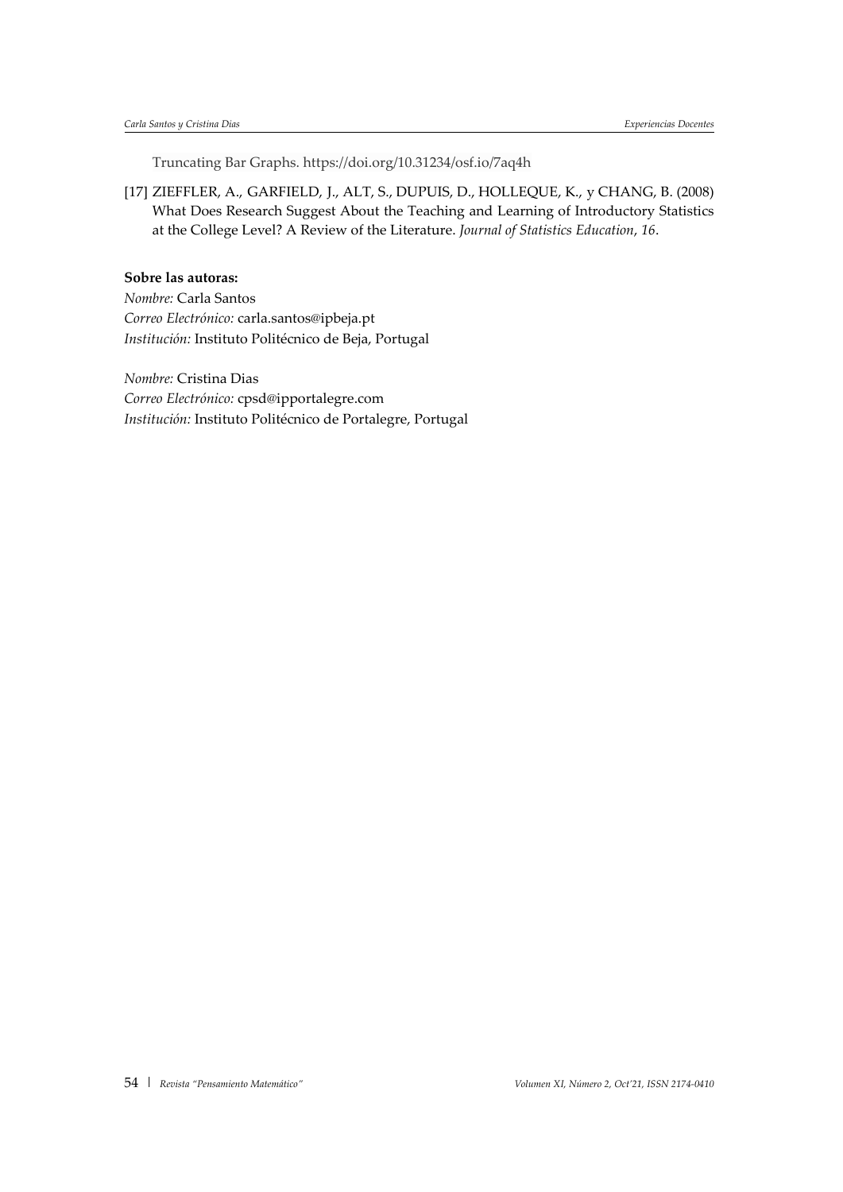Truncating Bar Graphs. https://doi.org/10.31234/osf.io/7aq4h

[17] ZIEFFLER, A., GARFIELD, J., ALT, S., DUPUIS, D., HOLLEQUE, K., y CHANG, B. (2008) What Does Research Suggest About the Teaching and Learning of Introductory Statistics at the College Level? A Review of the Literature. *Journal of Statistics Education*, *16*.

**Sobre las autoras:**

*Nombre:* Carla Santos
*Correo Electrónico:* carla.santos@ipbeja.pt
*Institución:* Instituto Politécnico de Beja, Portugal

*Nombre:* Cristina Dias
*Correo Electrónico:* cpsd@ipportalegre.com
*Institución:* Instituto Politécnico de Portalegre, Portugal